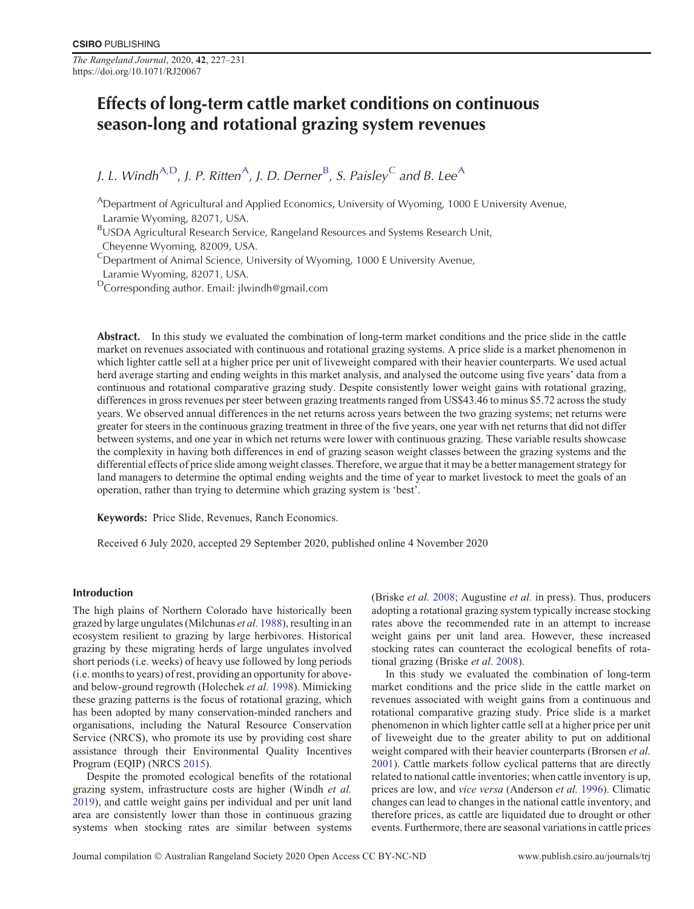# Effects of long-term cattle market conditions on continuous season-long and rotational grazing system revenues

*J. L. Windh*[A,D], *J. P. Ritten*[A], *J. D. Derner*[B], *S. Paisley*[C] *and B. Lee*[A]

[A]Department of Agricultural and Applied Economics, University of Wyoming, 1000 E University Avenue, Laramie Wyoming, 82071, USA.

[B]USDA Agricultural Research Service, Rangeland Resources and Systems Research Unit, Cheyenne Wyoming, 82009, USA.

[C]Department of Animal Science, University of Wyoming, 1000 E University Avenue, Laramie Wyoming, 82071, USA.

[D]Corresponding author. Email: jlwindh@gmail.com

**Abstract.** In this study we evaluated the combination of long-term market conditions and the price slide in the cattle market on revenues associated with continuous and rotational grazing systems. A price slide is a market phenomenon in which lighter cattle sell at a higher price per unit of liveweight compared with their heavier counterparts. We used actual herd average starting and ending weights in this market analysis, and analysed the outcome using five years' data from a continuous and rotational comparative grazing study. Despite consistently lower weight gains with rotational grazing, differences in gross revenues per steer between grazing treatments ranged from US$43.46 to minus $5.72 across the study years. We observed annual differences in the net returns across years between the two grazing systems; net returns were greater for steers in the continuous grazing treatment in three of the five years, one year with net returns that did not differ between systems, and one year in which net returns were lower with continuous grazing. These variable results showcase the complexity in having both differences in end of grazing season weight classes between the grazing systems and the differential effects of price slide among weight classes. Therefore, we argue that it may be a better management strategy for land managers to determine the optimal ending weights and the time of year to market livestock to meet the goals of an operation, rather than trying to determine which grazing system is 'best'.

**Keywords:** Price Slide, Revenues, Ranch Economics.

Received 6 July 2020, accepted 29 September 2020, published online 4 November 2020

## Introduction

The high plains of Northern Colorado have historically been grazed by large ungulates (Milchunas *et al.* 1988), resulting in an ecosystem resilient to grazing by large herbivores. Historical grazing by these migrating herds of large ungulates involved short periods (i.e. weeks) of heavy use followed by long periods (i.e. months to years) of rest, providing an opportunity for above- and below-ground regrowth (Holechek *et al.* 1998). Mimicking these grazing patterns is the focus of rotational grazing, which has been adopted by many conservation-minded ranchers and organisations, including the Natural Resource Conservation Service (NRCS), who promote its use by providing cost share assistance through their Environmental Quality Incentives Program (EQIP) (NRCS 2015).

Despite the promoted ecological benefits of the rotational grazing system, infrastructure costs are higher (Windh *et al.* 2019), and cattle weight gains per individual and per unit land area are consistently lower than those in continuous grazing systems when stocking rates are similar between systems (Briske *et al.* 2008; Augustine *et al.* in press). Thus, producers adopting a rotational grazing system typically increase stocking rates above the recommended rate in an attempt to increase weight gains per unit land area. However, these increased stocking rates can counteract the ecological benefits of rotational grazing (Briske *et al.* 2008).

In this study we evaluated the combination of long-term market conditions and the price slide in the cattle market on revenues associated with weight gains from a continuous and rotational comparative grazing study. Price slide is a market phenomenon in which lighter cattle sell at a higher price per unit of liveweight due to the greater ability to put on additional weight compared with their heavier counterparts (Brorsen *et al.* 2001). Cattle markets follow cyclical patterns that are directly related to national cattle inventories; when cattle inventory is up, prices are low, and *vice versa* (Anderson *et al.* 1996). Climatic changes can lead to changes in the national cattle inventory, and therefore prices, as cattle are liquidated due to drought or other events. Furthermore, there are seasonal variations in cattle prices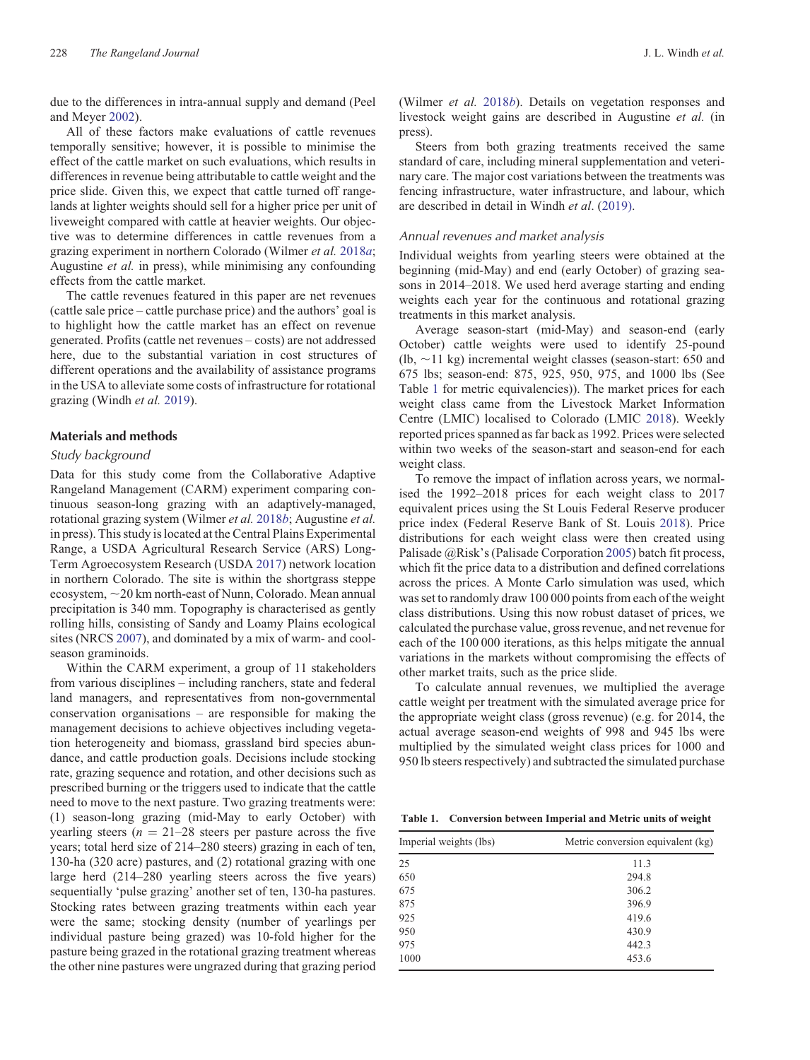due to the differences in intra-annual supply and demand (Peel and Meyer 2002).

All of these factors make evaluations of cattle revenues temporally sensitive; however, it is possible to minimise the effect of the cattle market on such evaluations, which results in differences in revenue being attributable to cattle weight and the price slide. Given this, we expect that cattle turned off rangelands at lighter weights should sell for a higher price per unit of liveweight compared with cattle at heavier weights. Our objective was to determine differences in cattle revenues from a grazing experiment in northern Colorado (Wilmer *et al.* 2018*a*; Augustine *et al.* in press), while minimising any confounding effects from the cattle market.

The cattle revenues featured in this paper are net revenues (cattle sale price – cattle purchase price) and the authors' goal is to highlight how the cattle market has an effect on revenue generated. Profits (cattle net revenues – costs) are not addressed here, due to the substantial variation in cost structures of different operations and the availability of assistance programs in the USA to alleviate some costs of infrastructure for rotational grazing (Windh *et al.* 2019).

## Materials and methods

### Study background

Data for this study come from the Collaborative Adaptive Rangeland Management (CARM) experiment comparing continuous season-long grazing with an adaptively-managed, rotational grazing system (Wilmer *et al.* 2018*b*; Augustine *et al.* in press). This study is located at the Central Plains Experimental Range, a USDA Agricultural Research Service (ARS) Long-Term Agroecosystem Research (USDA 2017) network location in northern Colorado. The site is within the shortgrass steppe ecosystem, ~20 km north-east of Nunn, Colorado. Mean annual precipitation is 340 mm. Topography is characterised as gently rolling hills, consisting of Sandy and Loamy Plains ecological sites (NRCS 2007), and dominated by a mix of warm- and cool-season graminoids.

Within the CARM experiment, a group of 11 stakeholders from various disciplines – including ranchers, state and federal land managers, and representatives from non-governmental conservation organisations – are responsible for making the management decisions to achieve objectives including vegetation heterogeneity and biomass, grassland bird species abundance, and cattle production goals. Decisions include stocking rate, grazing sequence and rotation, and other decisions such as prescribed burning or the triggers used to indicate that the cattle need to move to the next pasture. Two grazing treatments were: (1) season-long grazing (mid-May to early October) with yearling steers ($n$ = 21–28 steers per pasture across the five years; total herd size of 214–280 steers) grazing in each of ten, 130-ha (320 acre) pastures, and (2) rotational grazing with one large herd (214–280 yearling steers across the five years) sequentially 'pulse grazing' another set of ten, 130-ha pastures. Stocking rates between grazing treatments within each year were the same; stocking density (number of yearlings per individual pasture being grazed) was 10-fold higher for the pasture being grazed in the rotational grazing treatment whereas the other nine pastures were ungrazed during that grazing period (Wilmer *et al.* 2018*b*). Details on vegetation responses and livestock weight gains are described in Augustine *et al.* (in press).

Steers from both grazing treatments received the same standard of care, including mineral supplementation and veterinary care. The major cost variations between the treatments was fencing infrastructure, water infrastructure, and labour, which are described in detail in Windh *et al*. (2019).

### Annual revenues and market analysis

Individual weights from yearling steers were obtained at the beginning (mid-May) and end (early October) of grazing seasons in 2014–2018. We used herd average starting and ending weights each year for the continuous and rotational grazing treatments in this market analysis.

Average season-start (mid-May) and season-end (early October) cattle weights were used to identify 25-pound (lb, ~11 kg) incremental weight classes (season-start: 650 and 675 lbs; season-end: 875, 925, 950, 975, and 1000 lbs (See Table 1 for metric equivalencies)). The market prices for each weight class came from the Livestock Market Information Centre (LMIC) localised to Colorado (LMIC 2018). Weekly reported prices spanned as far back as 1992. Prices were selected within two weeks of the season-start and season-end for each weight class.

To remove the impact of inflation across years, we normalised the 1992–2018 prices for each weight class to 2017 equivalent prices using the St Louis Federal Reserve producer price index (Federal Reserve Bank of St. Louis 2018). Price distributions for each weight class were then created using Palisade @Risk's (Palisade Corporation 2005) batch fit process, which fit the price data to a distribution and defined correlations across the prices. A Monte Carlo simulation was used, which was set to randomly draw 100 000 points from each of the weight class distributions. Using this now robust dataset of prices, we calculated the purchase value, gross revenue, and net revenue for each of the 100 000 iterations, as this helps mitigate the annual variations in the markets without compromising the effects of other market traits, such as the price slide.

To calculate annual revenues, we multiplied the average cattle weight per treatment with the simulated average price for the appropriate weight class (gross revenue) (e.g. for 2014, the actual average season-end weights of 998 and 945 lbs were multiplied by the simulated weight class prices for 1000 and 950 lb steers respectively) and subtracted the simulated purchase

**Table 1. Conversion between Imperial and Metric units of weight**

| Imperial weights (lbs) | Metric conversion equivalent (kg) |
|---|---|
| 25 | 11.3 |
| 650 | 294.8 |
| 675 | 306.2 |
| 875 | 396.9 |
| 925 | 419.6 |
| 950 | 430.9 |
| 975 | 442.3 |
| 1000 | 453.6 |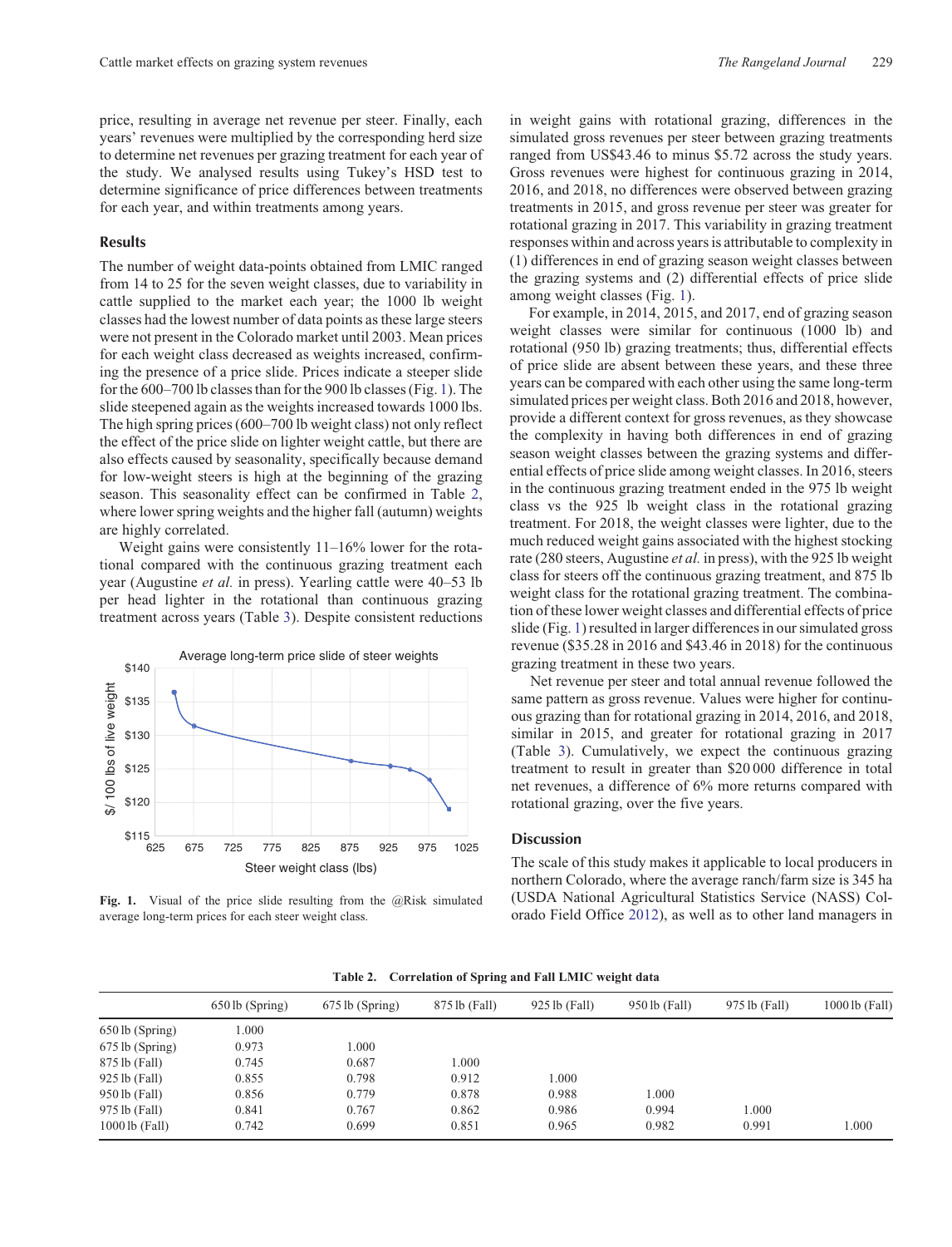price, resulting in average net revenue per steer. Finally, each years' revenues were multiplied by the corresponding herd size to determine net revenues per grazing treatment for each year of the study. We analysed results using Tukey's HSD test to determine significance of price differences between treatments for each year, and within treatments among years.

## Results

The number of weight data-points obtained from LMIC ranged from 14 to 25 for the seven weight classes, due to variability in cattle supplied to the market each year; the 1000 lb weight classes had the lowest number of data points as these large steers were not present in the Colorado market until 2003. Mean prices for each weight class decreased as weights increased, confirming the presence of a price slide. Prices indicate a steeper slide for the 600–700 lb classes than for the 900 lb classes (Fig. 1). The slide steepened again as the weights increased towards 1000 lbs. The high spring prices (600–700 lb weight class) not only reflect the effect of the price slide on lighter weight cattle, but there are also effects caused by seasonality, specifically because demand for low-weight steers is high at the beginning of the grazing season. This seasonality effect can be confirmed in Table 2, where lower spring weights and the higher fall (autumn) weights are highly correlated.

Weight gains were consistently 11–16% lower for the rotational compared with the continuous grazing treatment each year (Augustine *et al.* in press). Yearling cattle were 40–53 lb per head lighter in the rotational than continuous grazing treatment across years (Table 3). Despite consistent reductions in weight gains with rotational grazing, differences in the simulated gross revenues per steer between grazing treatments ranged from US$43.46 to minus $5.72 across the study years. Gross revenues were highest for continuous grazing in 2014, 2016, and 2018, no differences were observed between grazing treatments in 2015, and gross revenue per steer was greater for rotational grazing in 2017. This variability in grazing treatment responses within and across years is attributable to complexity in (1) differences in end of grazing season weight classes between the grazing systems and (2) differential effects of price slide among weight classes (Fig. 1).

Fig. 1. Visual of the price slide resulting from the @Risk simulated average long-term prices for each steer weight class.

For example, in 2014, 2015, and 2017, end of grazing season weight classes were similar for continuous (1000 lb) and rotational (950 lb) grazing treatments; thus, differential effects of price slide are absent between these years, and these three years can be compared with each other using the same long-term simulated prices per weight class. Both 2016 and 2018, however, provide a different context for gross revenues, as they showcase the complexity in having both differences in end of grazing season weight classes between the grazing systems and differential effects of price slide among weight classes. In 2016, steers in the continuous grazing treatment ended in the 975 lb weight class vs the 925 lb weight class in the rotational grazing treatment. For 2018, the weight classes were lighter, due to the much reduced weight gains associated with the highest stocking rate (280 steers, Augustine *et al.* in press), with the 925 lb weight class for steers off the continuous grazing treatment, and 875 lb weight class for the rotational grazing treatment. The combination of these lower weight classes and differential effects of price slide (Fig. 1) resulted in larger differences in our simulated gross revenue ($35.28 in 2016 and $43.46 in 2018) for the continuous grazing treatment in these two years.

Net revenue per steer and total annual revenue followed the same pattern as gross revenue. Values were higher for continuous grazing than for rotational grazing in 2014, 2016, and 2018, similar in 2015, and greater for rotational grazing in 2017 (Table 3). Cumulatively, we expect the continuous grazing treatment to result in greater than $20 000 difference in total net revenues, a difference of 6% more returns compared with rotational grazing, over the five years.

## Discussion

The scale of this study makes it applicable to local producers in northern Colorado, where the average ranch/farm size is 345 ha (USDA National Agricultural Statistics Service (NASS) Colorado Field Office 2012), as well as to other land managers in

**Table 2. Correlation of Spring and Fall LMIC weight data**

| | 650 lb (Spring) | 675 lb (Spring) | 875 lb (Fall) | 925 lb (Fall) | 950 lb (Fall) | 975 lb (Fall) | 1000 lb (Fall) |
|---|---|---|---|---|---|---|---|
| 650 lb (Spring) | 1.000 | | | | | | |
| 675 lb (Spring) | 0.973 | 1.000 | | | | | |
| 875 lb (Fall) | 0.745 | 0.687 | 1.000 | | | | |
| 925 lb (Fall) | 0.855 | 0.798 | 0.912 | 1.000 | | | |
| 950 lb (Fall) | 0.856 | 0.779 | 0.878 | 0.988 | 1.000 | | |
| 975 lb (Fall) | 0.841 | 0.767 | 0.862 | 0.986 | 0.994 | 1.000 | |
| 1000 lb (Fall) | 0.742 | 0.699 | 0.851 | 0.965 | 0.982 | 0.991 | 1.000 |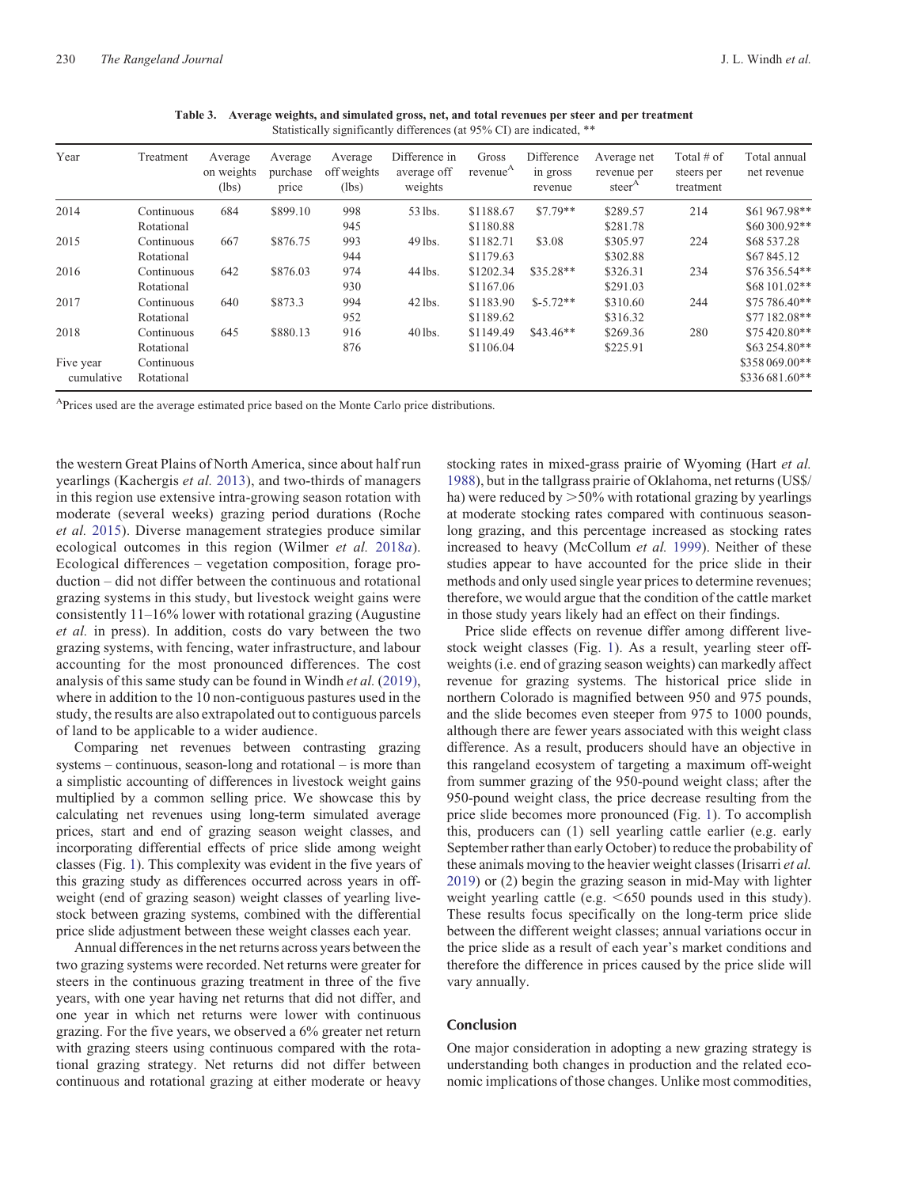**Table 3. Average weights, and simulated gross, net, and total revenues per steer and per treatment**
Statistically significantly differences (at 95% CI) are indicated, **

| Year | Treatment | Average on weights (lbs) | Average purchase price | Average off weights (lbs) | Difference in average off weights | Gross revenue[A] | Difference in gross revenue | Average net revenue per steer[A] | Total # of steers per treatment | Total annual net revenue |
|---|---|---|---|---|---|---|---|---|---|---|
| 2014 | Continuous | 684 | $899.10 | 998 | 53 lbs. | $1188.67 | $7.79** | $289.57 | 214 | $61 967.98** |
| | Rotational | | | 945 | | $1180.88 | | $281.78 | | $60 300.92** |
| 2015 | Continuous | 667 | $876.75 | 993 | 49 lbs. | $1182.71 | $3.08 | $305.97 | 224 | $68 537.28 |
| | Rotational | | | 944 | | $1179.63 | | $302.88 | | $67 845.12 |
| 2016 | Continuous | 642 | $876.03 | 974 | 44 lbs. | $1202.34 | $35.28** | $326.31 | 234 | $76 356.54** |
| | Rotational | | | 930 | | $1167.06 | | $291.03 | | $68 101.02** |
| 2017 | Continuous | 640 | $873.3 | 994 | 42 lbs. | $1183.90 | $-5.72** | $310.60 | 244 | $75 786.40** |
| | Rotational | | | 952 | | $1189.62 | | $316.32 | | $77 182.08** |
| 2018 | Continuous | 645 | $880.13 | 916 | 40 lbs. | $1149.49 | $43.46** | $269.36 | 280 | $75 420.80** |
| | Rotational | | | 876 | | $1106.04 | | $225.91 | | $63 254.80** |
| Five year cumulative | Continuous | | | | | | | | | $358 069.00** |
| | Rotational | | | | | | | | | $336 681.60** |

[A]Prices used are the average estimated price based on the Monte Carlo price distributions.

the western Great Plains of North America, since about half run yearlings (Kachergis *et al.* 2013), and two-thirds of managers in this region use extensive intra-growing season rotation with moderate (several weeks) grazing period durations (Roche *et al.* 2015). Diverse management strategies produce similar ecological outcomes in this region (Wilmer *et al.* 2018*a*). Ecological differences – vegetation composition, forage production – did not differ between the continuous and rotational grazing systems in this study, but livestock weight gains were consistently 11–16% lower with rotational grazing (Augustine *et al.* in press). In addition, costs do vary between the two grazing systems, with fencing, water infrastructure, and labour accounting for the most pronounced differences. The cost analysis of this same study can be found in Windh *et al.* (2019), where in addition to the 10 non-contiguous pastures used in the study, the results are also extrapolated out to contiguous parcels of land to be applicable to a wider audience.

Comparing net revenues between contrasting grazing systems – continuous, season-long and rotational – is more than a simplistic accounting of differences in livestock weight gains multiplied by a common selling price. We showcase this by calculating net revenues using long-term simulated average prices, start and end of grazing season weight classes, and incorporating differential effects of price slide among weight classes (Fig. 1). This complexity was evident in the five years of this grazing study as differences occurred across years in off-weight (end of grazing season) weight classes of yearling livestock between grazing systems, combined with the differential price slide adjustment between these weight classes each year.

Annual differences in the net returns across years between the two grazing systems were recorded. Net returns were greater for steers in the continuous grazing treatment in three of the five years, with one year having net returns that did not differ, and one year in which net returns were lower with continuous grazing. For the five years, we observed a 6% greater net return with grazing steers using continuous compared with the rotational grazing strategy. Net returns did not differ between continuous and rotational grazing at either moderate or heavy stocking rates in mixed-grass prairie of Wyoming (Hart *et al.* 1988), but in the tallgrass prairie of Oklahoma, net returns (US$/ha) were reduced by >50% with rotational grazing by yearlings at moderate stocking rates compared with continuous season-long grazing, and this percentage increased as stocking rates increased to heavy (McCollum *et al.* 1999). Neither of these studies appear to have accounted for the price slide in their methods and only used single year prices to determine revenues; therefore, we would argue that the condition of the cattle market in those study years likely had an effect on their findings.

Price slide effects on revenue differ among different livestock weight classes (Fig. 1). As a result, yearling steer off-weights (i.e. end of grazing season weights) can markedly affect revenue for grazing systems. The historical price slide in northern Colorado is magnified between 950 and 975 pounds, and the slide becomes even steeper from 975 to 1000 pounds, although there are fewer years associated with this weight class difference. As a result, producers should have an objective in this rangeland ecosystem of targeting a maximum off-weight from summer grazing of the 950-pound weight class; after the 950-pound weight class, the price decrease resulting from the price slide becomes more pronounced (Fig. 1). To accomplish this, producers can (1) sell yearling cattle earlier (e.g. early September rather than early October) to reduce the probability of these animals moving to the heavier weight classes (Irisarri *et al.* 2019) or (2) begin the grazing season in mid-May with lighter weight yearling cattle (e.g. <650 pounds used in this study). These results focus specifically on the long-term price slide between the different weight classes; annual variations occur in the price slide as a result of each year's market conditions and therefore the difference in prices caused by the price slide will vary annually.

## Conclusion

One major consideration in adopting a new grazing strategy is understanding both changes in production and the related economic implications of those changes. Unlike most commodities,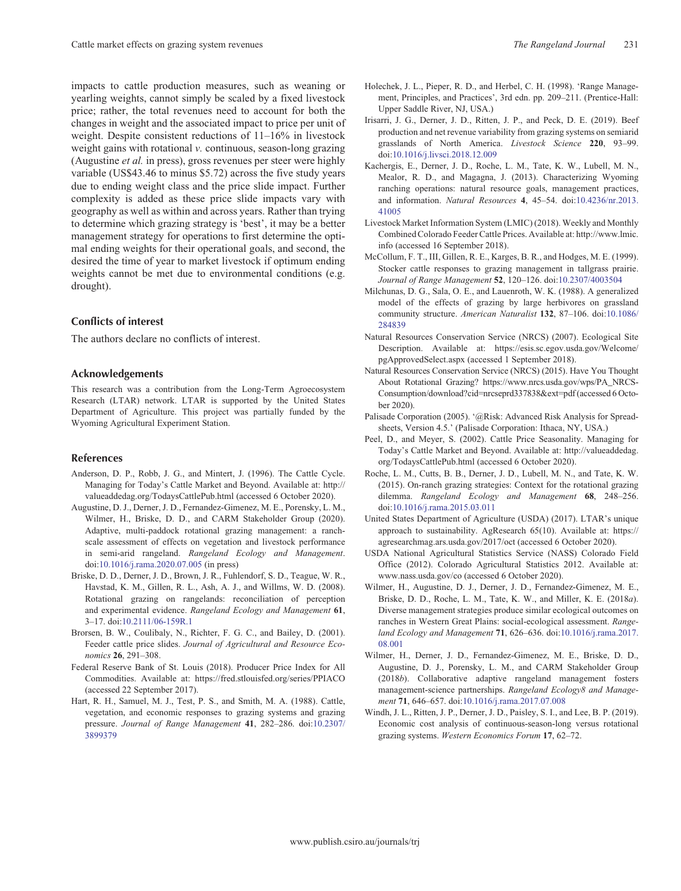impacts to cattle production measures, such as weaning or yearling weights, cannot simply be scaled by a fixed livestock price; rather, the total revenues need to account for both the changes in weight and the associated impact to price per unit of weight. Despite consistent reductions of 11–16% in livestock weight gains with rotational *v.* continuous, season-long grazing (Augustine *et al.* in press), gross revenues per steer were highly variable (US$43.46 to minus $5.72) across the five study years due to ending weight class and the price slide impact. Further complexity is added as these price slide impacts vary with geography as well as within and across years. Rather than trying to determine which grazing strategy is 'best', it may be a better management strategy for operations to first determine the optimal ending weights for their operational goals, and second, the desired the time of year to market livestock if optimum ending weights cannot be met due to environmental conditions (e.g. drought).

## Conflicts of interest

The authors declare no conflicts of interest.

## Acknowledgements

This research was a contribution from the Long-Term Agroecosystem Research (LTAR) network. LTAR is supported by the United States Department of Agriculture. This project was partially funded by the Wyoming Agricultural Experiment Station.

## References

Anderson, D. P., Robb, J. G., and Mintert, J. (1996). The Cattle Cycle. Managing for Today's Cattle Market and Beyond. Available at: http://valueaddedag.org/TodaysCattlePub.html (accessed 6 October 2020).

Augustine, D. J., Derner, J. D., Fernandez-Gimenez, M. E., Porensky, L. M., Wilmer, H., Briske, D. D., and CARM Stakeholder Group (2020). Adaptive, multi-paddock rotational grazing management: a ranch-scale assessment of effects on vegetation and livestock performance in semi-arid rangeland. *Rangeland Ecology and Management*. doi:10.1016/j.rama.2020.07.005 (in press)

Briske, D. D., Derner, J. D., Brown, J. R., Fuhlendorf, S. D., Teague, W. R., Havstad, K. M., Gillen, R. L., Ash, A. J., and Willms, W. D. (2008). Rotational grazing on rangelands: reconciliation of perception and experimental evidence. *Rangeland Ecology and Management* **61**, 3–17. doi:10.2111/06-159R.1

Brorsen, B. W., Coulibaly, N., Richter, F. G. C., and Bailey, D. (2001). Feeder cattle price slides. *Journal of Agricultural and Resource Economics* **26**, 291–308.

Federal Reserve Bank of St. Louis (2018). Producer Price Index for All Commodities. Available at: https://fred.stlouisfed.org/series/PPIACO (accessed 22 September 2017).

Hart, R. H., Samuel, M. J., Test, P. S., and Smith, M. A. (1988). Cattle, vegetation, and economic responses to grazing systems and grazing pressure. *Journal of Range Management* **41**, 282–286. doi:10.2307/3899379

Holechek, J. L., Pieper, R. D., and Herbel, C. H. (1998). 'Range Management, Principles, and Practices', 3rd edn. pp. 209–211. (Prentice-Hall: Upper Saddle River, NJ, USA.)

Irisarri, J. G., Derner, J. D., Ritten, J. P., and Peck, D. E. (2019). Beef production and net revenue variability from grazing systems on semiarid grasslands of North America. *Livestock Science* **220**, 93–99. doi:10.1016/j.livsci.2018.12.009

Kachergis, E., Derner, J. D., Roche, L. M., Tate, K. W., Lubell, M. N., Mealor, R. D., and Magagna, J. (2013). Characterizing Wyoming ranching operations: natural resource goals, management practices, and information. *Natural Resources* **4**, 45–54. doi:10.4236/nr.2013.41005

Livestock Market Information System (LMIC) (2018). Weekly and Monthly Combined Colorado Feeder Cattle Prices. Available at: http://www.lmic.info (accessed 16 September 2018).

McCollum, F. T., III, Gillen, R. E., Karges, B. R., and Hodges, M. E. (1999). Stocker cattle responses to grazing management in tallgrass prairie. *Journal of Range Management* **52**, 120–126. doi:10.2307/4003504

Milchunas, D. G., Sala, O. E., and Lauenroth, W. K. (1988). A generalized model of the effects of grazing by large herbivores on grassland community structure. *American Naturalist* **132**, 87–106. doi:10.1086/284839

Natural Resources Conservation Service (NRCS) (2007). Ecological Site Description. Available at: https://esis.sc.egov.usda.gov/Welcome/pgApprovedSelect.aspx (accessed 1 September 2018).

Natural Resources Conservation Service (NRCS) (2015). Have You Thought About Rotational Grazing? https://www.nrcs.usda.gov/wps/PA_NRCSConsumption/download?cid=nrcseprd337838&ext=pdf (accessed 6 October 2020).

Palisade Corporation (2005). '@Risk: Advanced Risk Analysis for Spreadsheets, Version 4.5.' (Palisade Corporation: Ithaca, NY, USA.)

Peel, D., and Meyer, S. (2002). Cattle Price Seasonality. Managing for Today's Cattle Market and Beyond. Available at: http://valueaddedag.org/TodaysCattlePub.html (accessed 6 October 2020).

Roche, L. M., Cutts, B. B., Derner, J. D., Lubell, M. N., and Tate, K. W. (2015). On-ranch grazing strategies: Context for the rotational grazing dilemma. *Rangeland Ecology and Management* **68**, 248–256. doi:10.1016/j.rama.2015.03.011

United States Department of Agriculture (USDA) (2017). LTAR's unique approach to sustainability. AgResearch 65(10). Available at: https://agresearchmag.ars.usda.gov/2017/oct (accessed 6 October 2020).

USDA National Agricultural Statistics Service (NASS) Colorado Field Office (2012). Colorado Agricultural Statistics 2012. Available at: www.nass.usda.gov/co (accessed 6 October 2020).

Wilmer, H., Augustine, D. J., Derner, J. D., Fernandez-Gimenez, M. E., Briske, D. D., Roche, L. M., Tate, K. W., and Miller, K. E. (2018*a*). Diverse management strategies produce similar ecological outcomes on ranches in Western Great Plains: social-ecological assessment. *Rangeland Ecology and Management* **71**, 626–636. doi:10.1016/j.rama.2017.08.001

Wilmer, H., Derner, J. D., Fernandez-Gimenez, M. E., Briske, D. D., Augustine, D. J., Porensky, L. M., and CARM Stakeholder Group (2018*b*). Collaborative adaptive rangeland management fosters management-science partnerships. *Rangeland Ecology8 and Management* **71**, 646–657. doi:10.1016/j.rama.2017.07.008

Windh, J. L., Ritten, J. P., Derner, J. D., Paisley, S. I., and Lee, B. P. (2019). Economic cost analysis of continuous-season-long versus rotational grazing systems. *Western Economics Forum* **17**, 62–72.